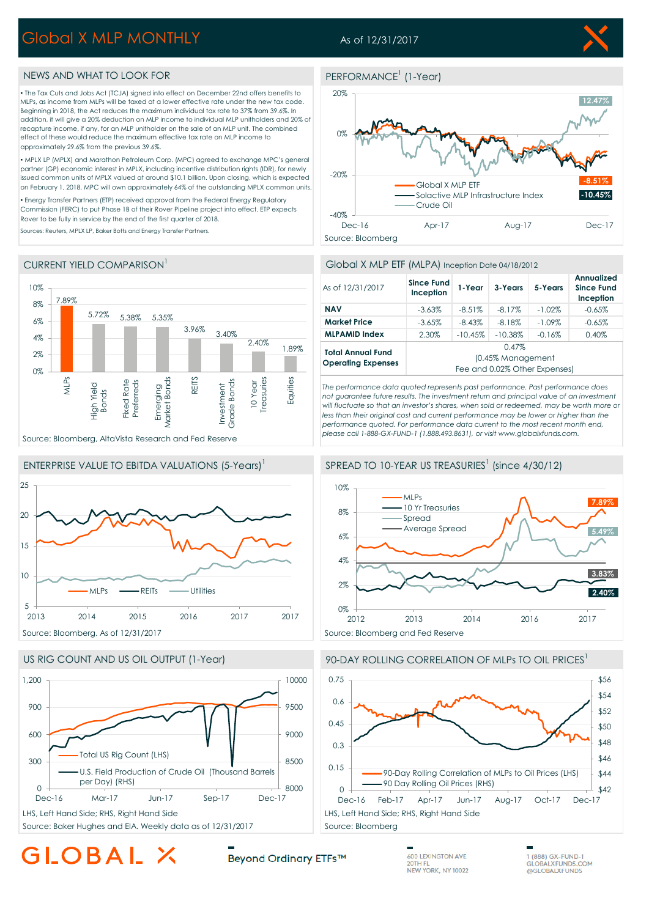# Global X MLP MONTHLY

As of 12/31/2017

## NEWS AND WHAT TO LOOK FOR

- The Tax Cuts and Jobs Act (TCJA) signed into effect on December 22nd offers benefits to MLPs, as income from MLPs will be taxed at a lower effective rate under the new tax code. Beginning in 2018, the Act reduces the maximum individual tax rate to 37% from 39.6%. In addition, it will give a 20% deduction on MLP income to individual MLP unitholders and 20% of recapture income, if any, for an MLP unitholder on the sale of an MLP unit. The combined effect of these would reduce the maximum effective tax rate on MLP income to approximately 29.6% from the previous 39.6%.
- MPLX LP (MPLX) and Marathon Petroleum Corp. (MPC) agreed to exchange MPC's general partner (GP) economic interest in MPLX, including incentive distribution rights (IDR), for newly issued common units of MPLX valued at around $10.1 billion. Upon closing, which is expected on February 1, 2018, MPC will own approximately 64% of the outstanding MPLX common units.
- Energy Transfer Partners (ETP) received approval from the Federal Energy Regulatory Commission (FERC) to put Phase 1B of their Rover Pipeline project into effect. ETP expects Rover to be fully in service by the end of the first quarter of 2018.

Sources: Reuters, MPLX LP, Baker Botts and Energy Transfer Partners.

## PERFORMANCE[1] (1-Year)

- Global X MLP ETF: -8.51%
- Solactive MLP Infrastructure Index: -10.45%
- Crude Oil: 12.47%

Source: Bloomberg

## CURRENT YIELD COMPARISON[1]

| Asset Class | Yield |
|---|---|
| MLPs | 7.89% |
| High Yield Bonds | 5.72% |
| Fixed Rate Preferreds | 5.38% |
| Emerging Market Bonds | 5.35% |
| REITS | 3.96% |
| Investment Grade Bonds | 3.40% |
| 10 Year Treasuries | 2.40% |
| Equities | 1.89% |

Source: Bloomberg, AltaVista Research and Fed Reserve

## Global X MLP ETF (MLPA) Inception Date 04/18/2012

| As of 12/31/2017 | Since Fund Inception | 1-Year | 3-Years | 5-Years | Annualized Since Fund Inception |
|---|---|---|---|---|---|
| **NAV** | -3.63% | -8.51% | -8.17% | -1.02% | -0.65% |
| **Market Price** | -3.65% | -8.43% | -8.18% | -1.09% | -0.65% |
| **MLPAMID Index** | 2.30% | -10.45% | -10.38% | -0.16% | 0.40% |
| **Total Annual Fund Operating Expenses** | 0.47% (0.45% Management Fee and 0.02% Other Expenses) | | | | |

*The performance data quoted represents past performance. Past performance does not guarantee future results. The investment return and principal value of an investment will fluctuate so that an investor's shares, when sold or redeemed, may be worth more or less than their original cost and current performance may be lower or higher than the performance quoted. For performance data current to the most recent month end, please call 1-888-GX-FUND-1 (1.888.493.8631), or visit www.globalxfunds.com.*

## ENTERPRISE VALUE TO EBITDA VALUATIONS (5-Years)[1]

Series: MLPs, REITs, Utilities

Source: Bloomberg. As of 12/31/2017

## SPREAD TO 10-YEAR US TREASURIES[1] (since 4/30/12)

- MLPs: 7.89%
- 10 Yr Treasuries: 2.40%
- Spread: 5.49%
- Average Spread: 3.83%

Source: Bloomberg and Fed Reserve

## US RIG COUNT AND US OIL OUTPUT (1-Year)

Series: Total US Rig Count (LHS); U.S. Field Production of Crude Oil (Thousand Barrels per Day) (RHS)

LHS, Left Hand Side; RHS, Right Hand Side

Source: Baker Hughes and EIA. Weekly data as of 12/31/2017

## 90-DAY ROLLING CORRELATION OF MLPs TO OIL PRICES[1]

Series: 90-Day Rolling Correlation of MLPs to Oil Prices (LHS); 90 Day Rolling Oil Prices (RHS)

LHS, Left Hand Side; RHS, Right Hand Side

Source: Bloomberg

GLOBAL X

Beyond Ordinary ETFs™

600 LEXINGTON AVE
20TH FL
NEW YORK, NY 10022

1 (888) GX-FUND-1
GLOBALXFUNDS.COM
@GLOBALXFUNDS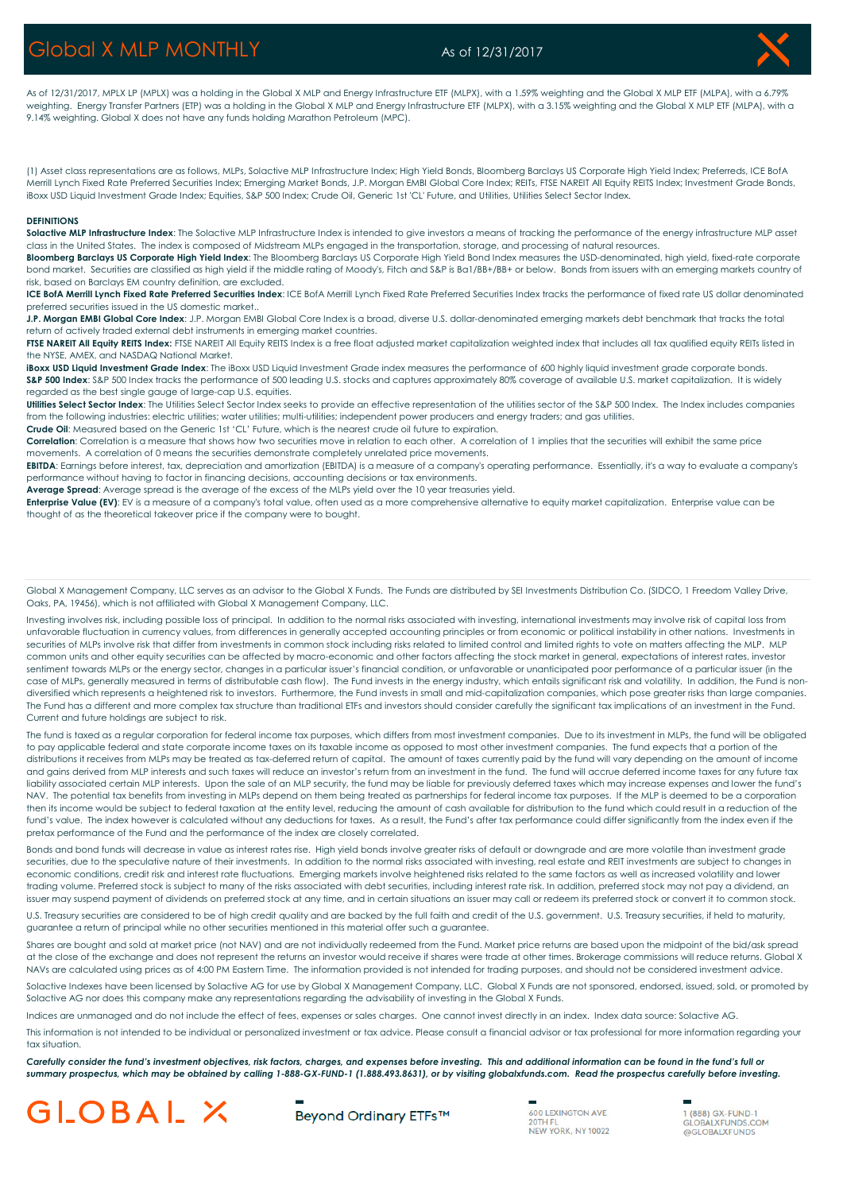As of 12/31/2017, MPLX LP (MPLX) was a holding in the Global X MLP and Energy Infrastructure ETF (MLPX), with a 1.59% weighting and the Global X MLP ETF (MLPA), with a 6.79% weighting. Energy Transfer Partners (ETP) was a holding in the Global X MLP and Energy Infrastructure ETF (MLPX), with a 3.15% weighting and the Global X MLP ETF (MLPA), with a 9.14% weighting. Global X does not have any funds holding Marathon Petroleum (MPC).

(1) Asset class representations are as follows, MLPs, Solactive MLP Infrastructure Index; High Yield Bonds, Bloomberg Barclays US Corporate High Yield Index; Preferreds, ICE BofA Merrill Lynch Fixed Rate Preferred Securities Index; Emerging Market Bonds, J.P. Morgan EMBI Global Core Index; REITs, FTSE NAREIT All Equity REITS Index; Investment Grade Bonds, iBoxx USD Liquid Investment Grade Index; Equities, S&P 500 Index; Crude Oil, Generic 1st 'CL' Future, and Utilities, Utilities Select Sector Index.

**DEFINITIONS**

**Solactive MLP Infrastructure Index**: The Solactive MLP Infrastructure Index is intended to give investors a means of tracking the performance of the energy infrastructure MLP asset class in the United States. The index is composed of Midstream MLPs engaged in the transportation, storage, and processing of natural resources.

**Bloomberg Barclays US Corporate High Yield Index**: The Bloomberg Barclays US Corporate High Yield Bond Index measures the USD-denominated, high yield, fixed-rate corporate bond market. Securities are classified as high yield if the middle rating of Moody's, Fitch and S&P is Ba1/BB+/BB+ or below. Bonds from issuers with an emerging markets country of risk, based on Barclays EM country definition, are excluded.

**ICE BofA Merrill Lynch Fixed Rate Preferred Securities Index**: ICE BofA Merrill Lynch Fixed Rate Preferred Securities Index tracks the performance of fixed rate US dollar denominated preferred securities issued in the US domestic market..

**J.P. Morgan EMBI Global Core Index**: J.P. Morgan EMBI Global Core Index is a broad, diverse U.S. dollar-denominated emerging markets debt benchmark that tracks the total return of actively traded external debt instruments in emerging market countries.

**FTSE NAREIT All Equity REITS Index:** FTSE NAREIT All Equity REITS Index is a free float adjusted market capitalization weighted index that includes all tax qualified equity REITs listed in the NYSE, AMEX, and NASDAQ National Market.

**iBoxx USD Liquid Investment Grade Index**: The iBoxx USD Liquid Investment Grade index measures the performance of 600 highly liquid investment grade corporate bonds.

**S&P 500 Index**: S&P 500 Index tracks the performance of 500 leading U.S. stocks and captures approximately 80% coverage of available U.S. market capitalization. It is widely regarded as the best single gauge of large-cap U.S. equities.

**Utilities Select Sector Index**: The Utilities Select Sector Index seeks to provide an effective representation of the utilities sector of the S&P 500 Index. The Index includes companies from the following industries: electric utilities; water utilities; multi-utilities; independent power producers and energy traders; and gas utilities.

**Crude Oil**: Measured based on the Generic 1st 'CL' Future, which is the nearest crude oil future to expiration.

**Correlation**: Correlation is a measure that shows how two securities move in relation to each other. A correlation of 1 implies that the securities will exhibit the same price movements. A correlation of 0 means the securities demonstrate completely unrelated price movements.

**EBITDA**: Earnings before interest, tax, depreciation and amortization (EBITDA) is a measure of a company's operating performance. Essentially, it's a way to evaluate a company's performance without having to factor in financing decisions, accounting decisions or tax environments.

**Average Spread**: Average spread is the average of the excess of the MLPs yield over the 10 year treasuries yield.

**Enterprise Value (EV)**: EV is a measure of a company's total value, often used as a more comprehensive alternative to equity market capitalization. Enterprise value can be thought of as the theoretical takeover price if the company were to bought.

Global X Management Company, LLC serves as an advisor to the Global X Funds. The Funds are distributed by SEI Investments Distribution Co. (SIDCO, 1 Freedom Valley Drive, Oaks, PA, 19456), which is not affiliated with Global X Management Company, LLC.

Investing involves risk, including possible loss of principal. In addition to the normal risks associated with investing, international investments may involve risk of capital loss from unfavorable fluctuation in currency values, from differences in generally accepted accounting principles or from economic or political instability in other nations. Investments in securities of MLPs involve risk that differ from investments in common stock including risks related to limited control and limited rights to vote on matters affecting the MLP. MLP common units and other equity securities can be affected by macro-economic and other factors affecting the stock market in general, expectations of interest rates, investor sentiment towards MLPs or the energy sector, changes in a particular issuer's financial condition, or unfavorable or unanticipated poor performance of a particular issuer (in the case of MLPs, generally measured in terms of distributable cash flow). The Fund invests in the energy industry, which entails significant risk and volatility. In addition, the Fund is non-diversified which represents a heightened risk to investors. Furthermore, the Fund invests in small and mid-capitalization companies, which pose greater risks than large companies. The Fund has a different and more complex tax structure than traditional ETFs and investors should consider carefully the significant tax implications of an investment in the Fund. Current and future holdings are subject to risk.

The fund is taxed as a regular corporation for federal income tax purposes, which differs from most investment companies. Due to its investment in MLPs, the fund will be obligated to pay applicable federal and state corporate income taxes on its taxable income as opposed to most other investment companies. The fund expects that a portion of the distributions it receives from MLPs may be treated as tax-deferred return of capital. The amount of taxes currently paid by the fund will vary depending on the amount of income and gains derived from MLP interests and such taxes will reduce an investor's return from an investment in the fund. The fund will accrue deferred income taxes for any future tax liability associated certain MLP interests. Upon the sale of an MLP security, the fund may be liable for previously deferred taxes which may increase expenses and lower the fund's NAV. The potential tax benefits from investing in MLPs depend on them being treated as partnerships for federal income tax purposes. If the MLP is deemed to be a corporation then its income would be subject to federal taxation at the entity level, reducing the amount of cash available for distribution to the fund which could result in a reduction of the fund's value. The index however is calculated without any deductions for taxes. As a result, the Fund's after tax performance could differ significantly from the index even if the pretax performance of the Fund and the performance of the index are closely correlated.

Bonds and bond funds will decrease in value as interest rates rise. High yield bonds involve greater risks of default or downgrade and are more volatile than investment grade securities, due to the speculative nature of their investments. In addition to the normal risks associated with investing, real estate and REIT investments are subject to changes in economic conditions, credit risk and interest rate fluctuations. Emerging markets involve heightened risks related to the same factors as well as increased volatility and lower trading volume. Preferred stock is subject to many of the risks associated with debt securities, including interest rate risk. In addition, preferred stock may not pay a dividend, an issuer may suspend payment of dividends on preferred stock at any time, and in certain situations an issuer may call or redeem its preferred stock or convert it to common stock.

U.S. Treasury securities are considered to be of high credit quality and are backed by the full faith and credit of the U.S. government. U.S. Treasury securities, if held to maturity, guarantee a return of principal while no other securities mentioned in this material offer such a guarantee.

Shares are bought and sold at market price (not NAV) and are not individually redeemed from the Fund. Market price returns are based upon the midpoint of the bid/ask spread at the close of the exchange and does not represent the returns an investor would receive if shares were trade at other times. Brokerage commissions will reduce returns. Global X NAVs are calculated using prices as of 4:00 PM Eastern Time. The information provided is not intended for trading purposes, and should not be considered investment advice.

Solactive Indexes have been licensed by Solactive AG for use by Global X Management Company, LLC. Global X Funds are not sponsored, endorsed, issued, sold, or promoted by Solactive AG nor does this company make any representations regarding the advisability of investing in the Global X Funds.

Indices are unmanaged and do not include the effect of fees, expenses or sales charges. One cannot invest directly in an index. Index data source: Solactive AG.

This information is not intended to be individual or personalized investment or tax advice. Please consult a financial advisor or tax professional for more information regarding your tax situation.

***Carefully consider the fund's investment objectives, risk factors, charges, and expenses before investing. This and additional information can be found in the fund's full or summary prospectus, which may be obtained by calling 1-888-GX-FUND-1 (1.888.493.8631), or by visiting globalxfunds.com. Read the prospectus carefully before investing.***

GLOBAL X

Beyond Ordinary ETFs™

600 LEXINGTON AVE
20TH FL
NEW YORK, NY 10022

1 (888) GX-FUND-1
GLOBALXFUNDS.COM
@GLOBALXFUNDS